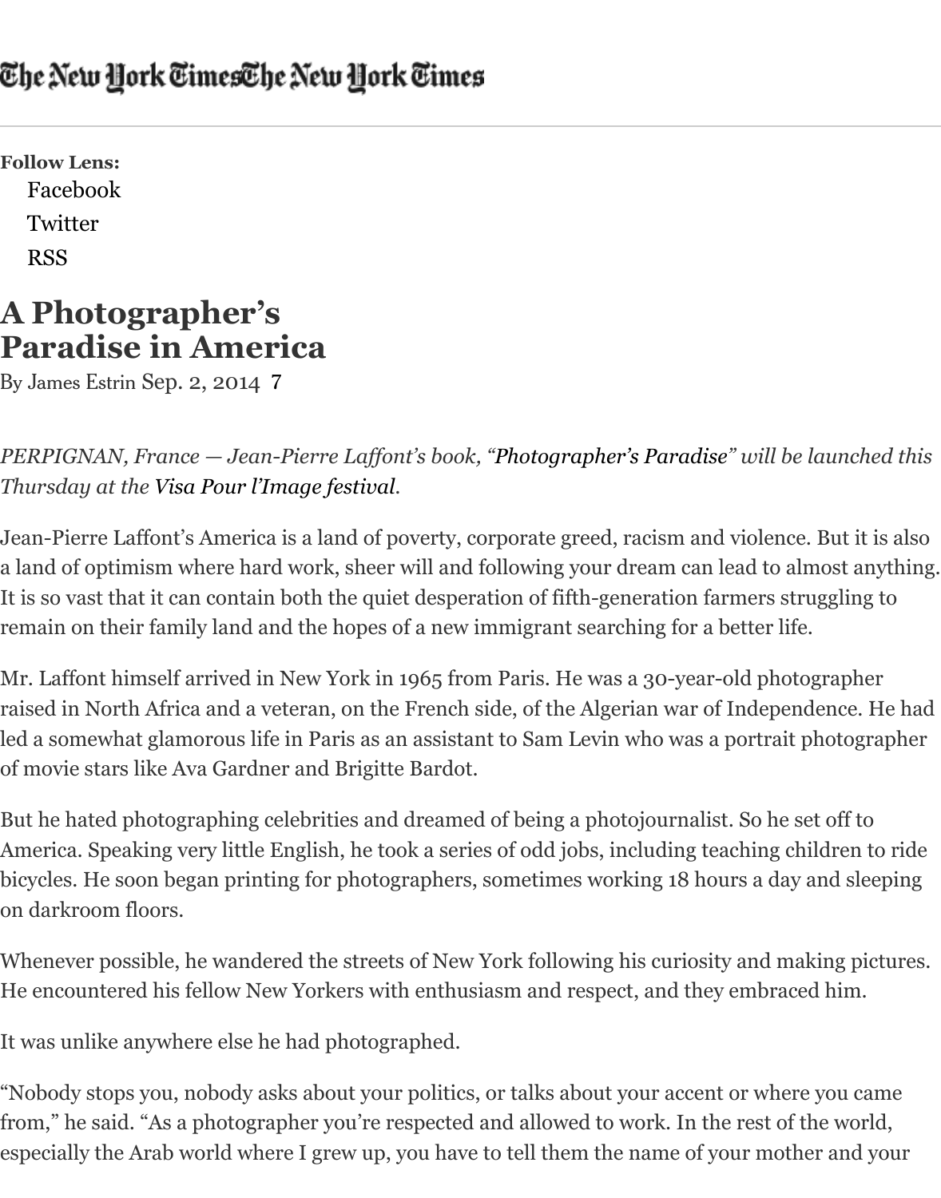The New York TimesThe New York Times

**Follow Lens:**

- Facebook
- Twitter
- RSS

# A Photographer's Paradise in America

By James Estrin Sep. 2, 2014 7

*PERPIGNAN, France — Jean-Pierre Laffont's book, "Photographer's Paradise" will be launched this Thursday at the Visa Pour l'Image festival.*

Jean-Pierre Laffont's America is a land of poverty, corporate greed, racism and violence. But it is also a land of optimism where hard work, sheer will and following your dream can lead to almost anything. It is so vast that it can contain both the quiet desperation of fifth-generation farmers struggling to remain on their family land and the hopes of a new immigrant searching for a better life.

Mr. Laffont himself arrived in New York in 1965 from Paris. He was a 30-year-old photographer raised in North Africa and a veteran, on the French side, of the Algerian war of Independence. He had led a somewhat glamorous life in Paris as an assistant to Sam Levin who was a portrait photographer of movie stars like Ava Gardner and Brigitte Bardot.

But he hated photographing celebrities and dreamed of being a photojournalist. So he set off to America. Speaking very little English, he took a series of odd jobs, including teaching children to ride bicycles. He soon began printing for photographers, sometimes working 18 hours a day and sleeping on darkroom floors.

Whenever possible, he wandered the streets of New York following his curiosity and making pictures. He encountered his fellow New Yorkers with enthusiasm and respect, and they embraced him.

It was unlike anywhere else he had photographed.

"Nobody stops you, nobody asks about your politics, or talks about your accent or where you came from," he said. "As a photographer you're respected and allowed to work. In the rest of the world, especially the Arab world where I grew up, you have to tell them the name of your mother and your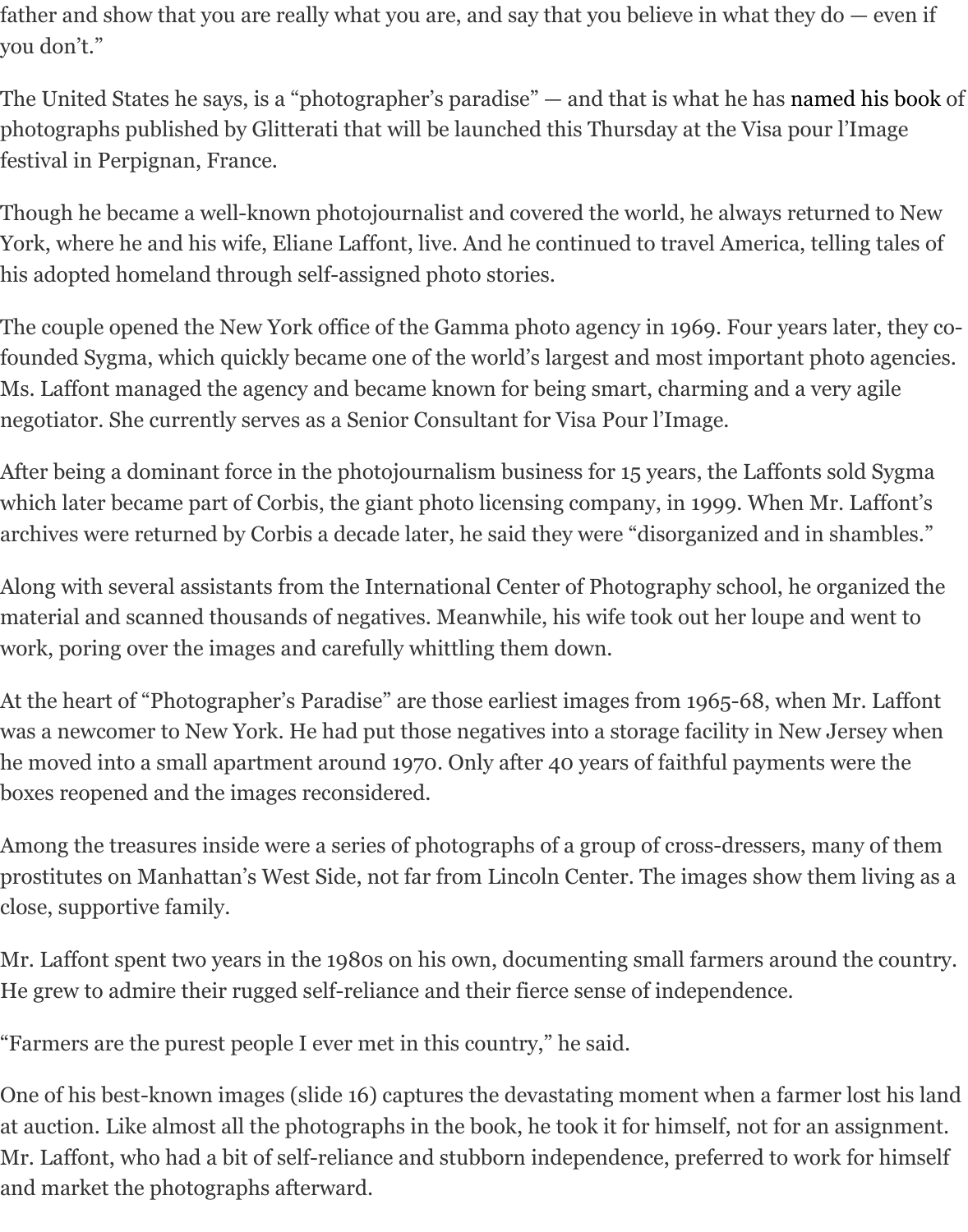father and show that you are really what you are, and say that you believe in what they do — even if you don't."

The United States he says, is a "photographer's paradise" — and that is what he has named his book of photographs published by Glitterati that will be launched this Thursday at the Visa pour l'Image festival in Perpignan, France.

Though he became a well-known photojournalist and covered the world, he always returned to New York, where he and his wife, Eliane Laffont, live. And he continued to travel America, telling tales of his adopted homeland through self-assigned photo stories.

The couple opened the New York office of the Gamma photo agency in 1969. Four years later, they co-founded Sygma, which quickly became one of the world's largest and most important photo agencies. Ms. Laffont managed the agency and became known for being smart, charming and a very agile negotiator. She currently serves as a Senior Consultant for Visa Pour l'Image.

After being a dominant force in the photojournalism business for 15 years, the Laffonts sold Sygma which later became part of Corbis, the giant photo licensing company, in 1999. When Mr. Laffont's archives were returned by Corbis a decade later, he said they were "disorganized and in shambles."

Along with several assistants from the International Center of Photography school, he organized the material and scanned thousands of negatives. Meanwhile, his wife took out her loupe and went to work, poring over the images and carefully whittling them down.

At the heart of "Photographer's Paradise" are those earliest images from 1965-68, when Mr. Laffont was a newcomer to New York. He had put those negatives into a storage facility in New Jersey when he moved into a small apartment around 1970. Only after 40 years of faithful payments were the boxes reopened and the images reconsidered.

Among the treasures inside were a series of photographs of a group of cross-dressers, many of them prostitutes on Manhattan's West Side, not far from Lincoln Center. The images show them living as a close, supportive family.

Mr. Laffont spent two years in the 1980s on his own, documenting small farmers around the country. He grew to admire their rugged self-reliance and their fierce sense of independence.

"Farmers are the purest people I ever met in this country," he said.

One of his best-known images (slide 16) captures the devastating moment when a farmer lost his land at auction. Like almost all the photographs in the book, he took it for himself, not for an assignment. Mr. Laffont, who had a bit of self-reliance and stubborn independence, preferred to work for himself and market the photographs afterward.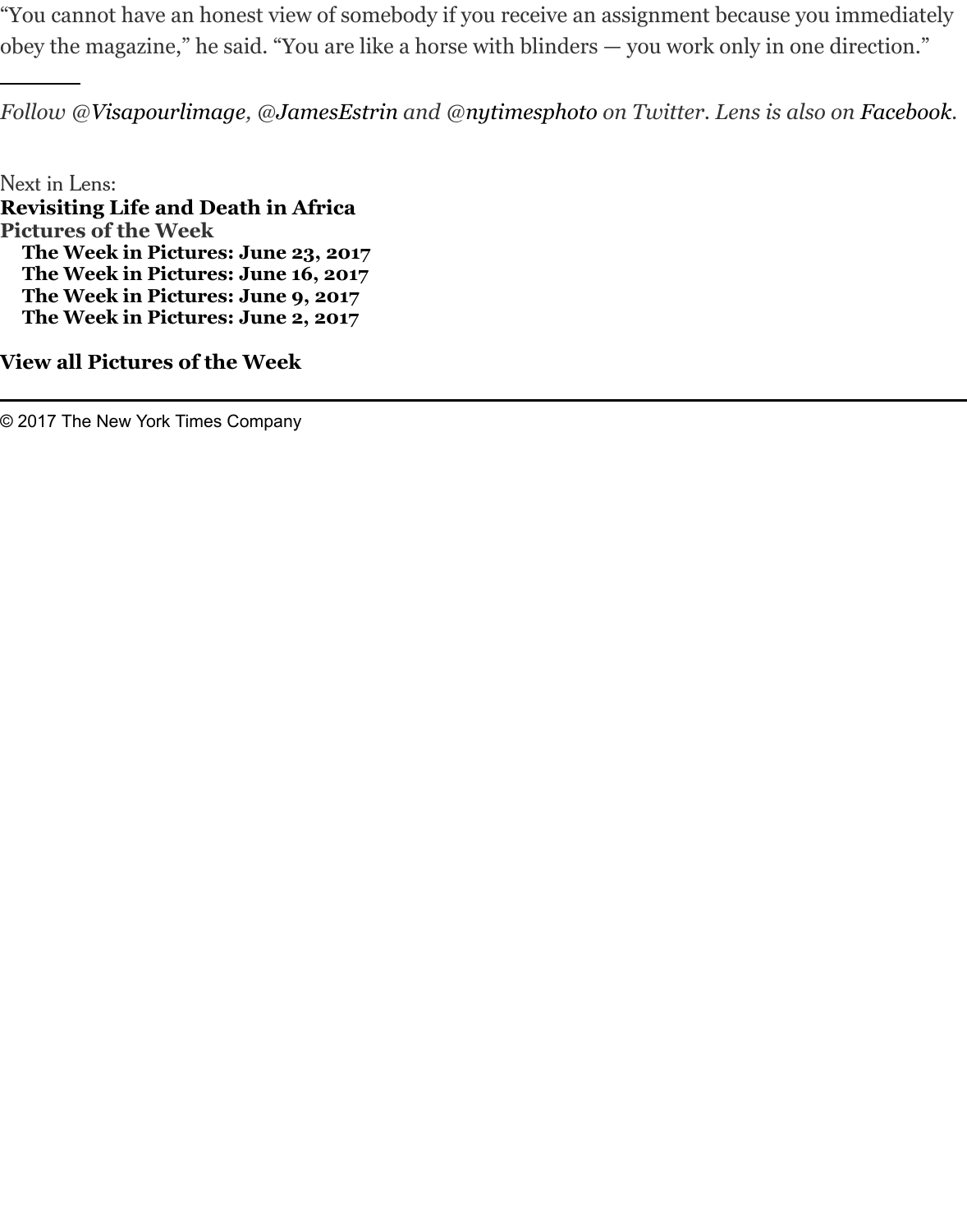"You cannot have an honest view of somebody if you receive an assignment because you immediately obey the magazine," he said. "You are like a horse with blinders — you work only in one direction."

---

*Follow @Visapourlimage, @JamesEstrin and @nytimesphoto on Twitter. Lens is also on Facebook.*

Next in Lens:
**Revisiting Life and Death in Africa**

**Pictures of the Week**

- **The Week in Pictures: June 23, 2017**
- **The Week in Pictures: June 16, 2017**
- **The Week in Pictures: June 9, 2017**
- **The Week in Pictures: June 2, 2017**

**View all Pictures of the Week**

---

© 2017 The New York Times Company